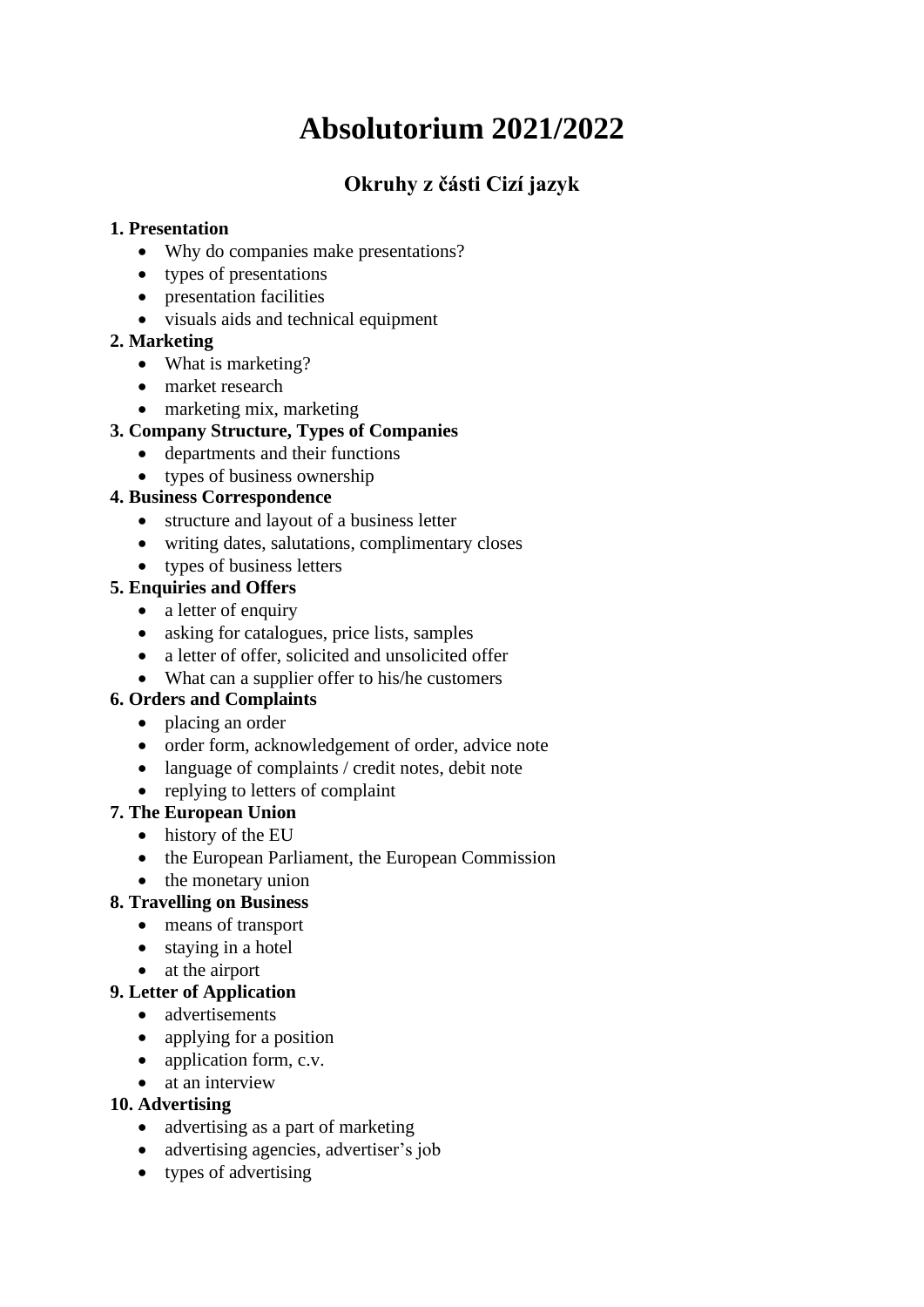# Absolutorium 2021/2022

## Okruhy z části Cizí jazyk

**1. Presentation**

- Why do companies make presentations?
- types of presentations
- presentation facilities
- visuals aids and technical equipment

**2. Marketing**

- What is marketing?
- market research
- marketing mix, marketing

**3. Company Structure, Types of Companies**

- departments and their functions
- types of business ownership

**4. Business Correspondence**

- structure and layout of a business letter
- writing dates, salutations, complimentary closes
- types of business letters

**5. Enquiries and Offers**

- a letter of enquiry
- asking for catalogues, price lists, samples
- a letter of offer, solicited and unsolicited offer
- What can a supplier offer to his/he customers

**6. Orders and Complaints**

- placing an order
- order form, acknowledgement of order, advice note
- language of complaints / credit notes, debit note
- replying to letters of complaint

**7. The European Union**

- history of the EU
- the European Parliament, the European Commission
- the monetary union

**8. Travelling on Business**

- means of transport
- staying in a hotel
- at the airport

**9. Letter of Application**

- advertisements
- applying for a position
- application form, c.v.
- at an interview

**10. Advertising**

- advertising as a part of marketing
- advertising agencies, advertiser's job
- types of advertising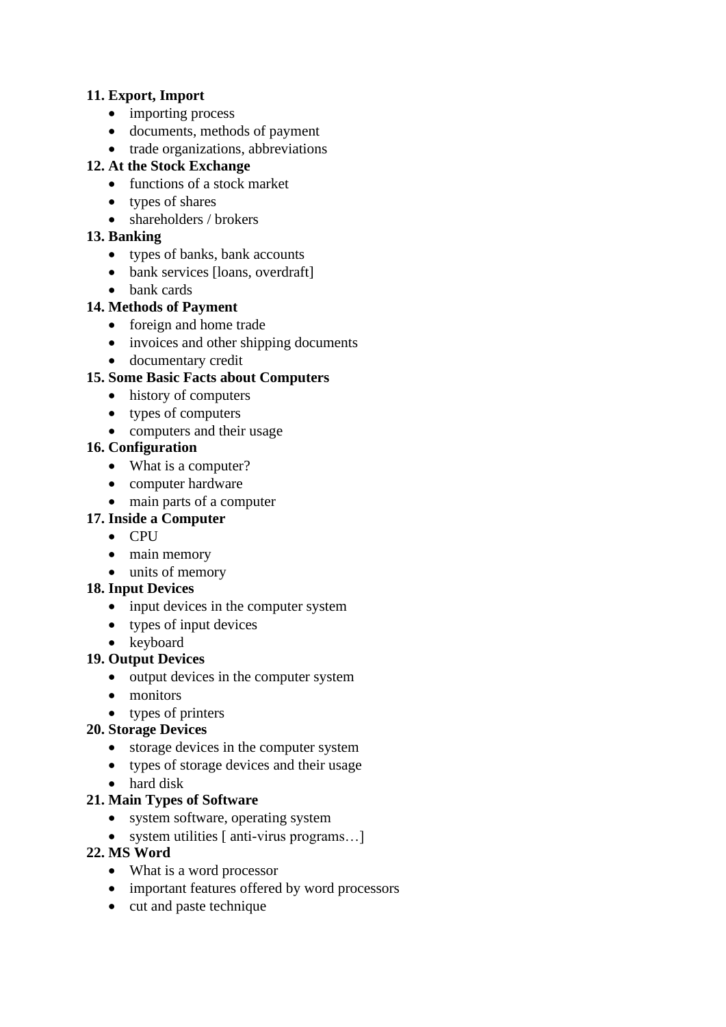**11. Export, Import**

- importing process
- documents, methods of payment
- trade organizations, abbreviations

**12. At the Stock Exchange**

- functions of a stock market
- types of shares
- shareholders / brokers

**13. Banking**

- types of banks, bank accounts
- bank services [loans, overdraft]
- bank cards

**14. Methods of Payment**

- foreign and home trade
- invoices and other shipping documents
- documentary credit

**15. Some Basic Facts about Computers**

- history of computers
- types of computers
- computers and their usage

**16. Configuration**

- What is a computer?
- computer hardware
- main parts of a computer

**17. Inside a Computer**

- CPU
- main memory
- units of memory

**18. Input Devices**

- input devices in the computer system
- types of input devices
- keyboard

**19. Output Devices**

- output devices in the computer system
- monitors
- types of printers

**20. Storage Devices**

- storage devices in the computer system
- types of storage devices and their usage
- hard disk

**21. Main Types of Software**

- system software, operating system
- system utilities [ anti-virus programs…]

**22. MS Word**

- What is a word processor
- important features offered by word processors
- cut and paste technique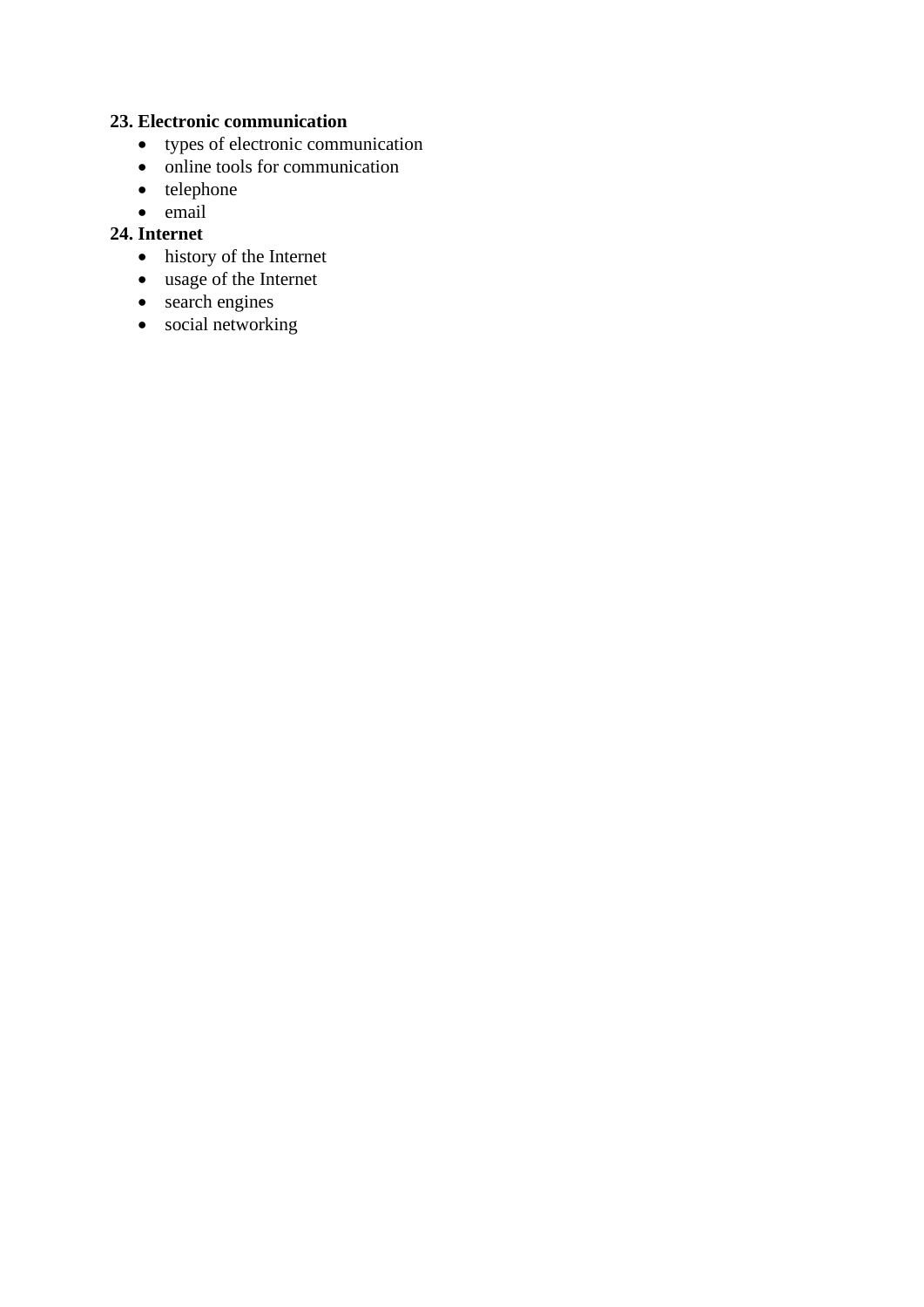**23. Electronic communication**

- types of electronic communication
- online tools for communication
- telephone
- email

**24. Internet**

- history of the Internet
- usage of the Internet
- search engines
- social networking